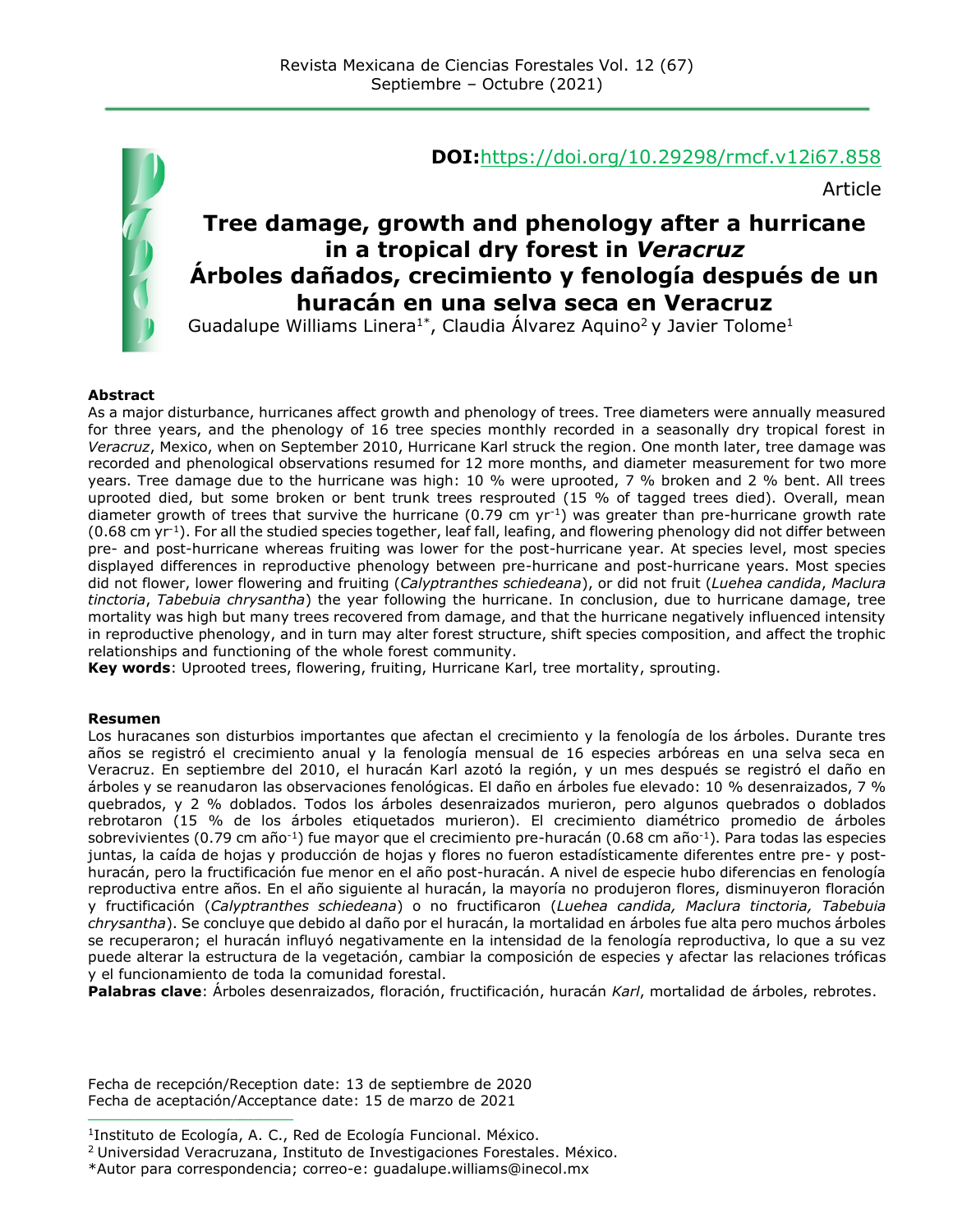**DOI:**https://doi.org/10.29298/rmcf.v12i67.858

Article

# Tree damage, growth and phenology after a hurricane in a tropical dry forest in *Veracruz*

# Árboles dañados, crecimiento y fenología después de un huracán en una selva seca en Veracruz

Guadalupe Williams Linera[1*], Claudia Álvarez Aquino[2] y Javier Tolome[1]

**Abstract**

As a major disturbance, hurricanes affect growth and phenology of trees. Tree diameters were annually measured for three years, and the phenology of 16 tree species monthly recorded in a seasonally dry tropical forest in *Veracruz*, Mexico, when on September 2010, Hurricane Karl struck the region. One month later, tree damage was recorded and phenological observations resumed for 12 more months, and diameter measurement for two more years. Tree damage due to the hurricane was high: 10 % were uprooted, 7 % broken and 2 % bent. All trees uprooted died, but some broken or bent trunk trees resprouted (15 % of tagged trees died). Overall, mean diameter growth of trees that survive the hurricane (0.79 cm yr$^{-1}$) was greater than pre-hurricane growth rate (0.68 cm yr$^{-1}$). For all the studied species together, leaf fall, leafing, and flowering phenology did not differ between pre- and post-hurricane whereas fruiting was lower for the post-hurricane year. At species level, most species displayed differences in reproductive phenology between pre-hurricane and post-hurricane years. Most species did not flower, lower flowering and fruiting (*Calyptranthes schiedeana*), or did not fruit (*Luehea candida*, *Maclura tinctoria*, *Tabebuia chrysantha*) the year following the hurricane. In conclusion, due to hurricane damage, tree mortality was high but many trees recovered from damage, and that the hurricane negatively influenced intensity in reproductive phenology, and in turn may alter forest structure, shift species composition, and affect the trophic relationships and functioning of the whole forest community.

**Key words**: Uprooted trees, flowering, fruiting, Hurricane Karl, tree mortality, sprouting.

**Resumen**

Los huracanes son disturbios importantes que afectan el crecimiento y la fenología de los árboles. Durante tres años se registró el crecimiento anual y la fenología mensual de 16 especies arbóreas en una selva seca en Veracruz. En septiembre del 2010, el huracán Karl azotó la región, y un mes después se registró el daño en árboles y se reanudaron las observaciones fenológicas. El daño en árboles fue elevado: 10 % desenraizados, 7 % quebrados, y 2 % doblados. Todos los árboles desenraizados murieron, pero algunos quebrados o doblados rebrotaron (15 % de los árboles etiquetados murieron). El crecimiento diamétrico promedio de árboles sobrevivientes (0.79 cm año$^{-1}$) fue mayor que el crecimiento pre-huracán (0.68 cm año$^{-1}$). Para todas las especies juntas, la caída de hojas y producción de hojas y flores no fueron estadísticamente diferentes entre pre- y post-huracán, pero la fructificación fue menor en el año post-huracán. A nivel de especie hubo diferencias en fenología reproductiva entre años. En el año siguiente al huracán, la mayoría no produjeron flores, disminuyeron floración y fructificación (*Calyptranthes schiedeana*) o no fructificaron (*Luehea candida, Maclura tinctoria, Tabebuia chrysantha*). Se concluye que debido al daño por el huracán, la mortalidad en árboles fue alta pero muchos árboles se recuperaron; el huracán influyó negativamente en la intensidad de la fenología reproductiva, lo que a su vez puede alterar la estructura de la vegetación, cambiar la composición de especies y afectar las relaciones tróficas y el funcionamiento de toda la comunidad forestal.

**Palabras clave**: Árboles desenraizados, floración, fructificación, huracán *Karl*, mortalidad de árboles, rebrotes.

Fecha de recepción/Reception date: 13 de septiembre de 2020
Fecha de aceptación/Acceptance date: 15 de marzo de 2021

---

[1]Instituto de Ecología, A. C., Red de Ecología Funcional. México.
[2] Universidad Veracruzana, Instituto de Investigaciones Forestales. México.
*Autor para correspondencia; correo-e: guadalupe.williams@inecol.mx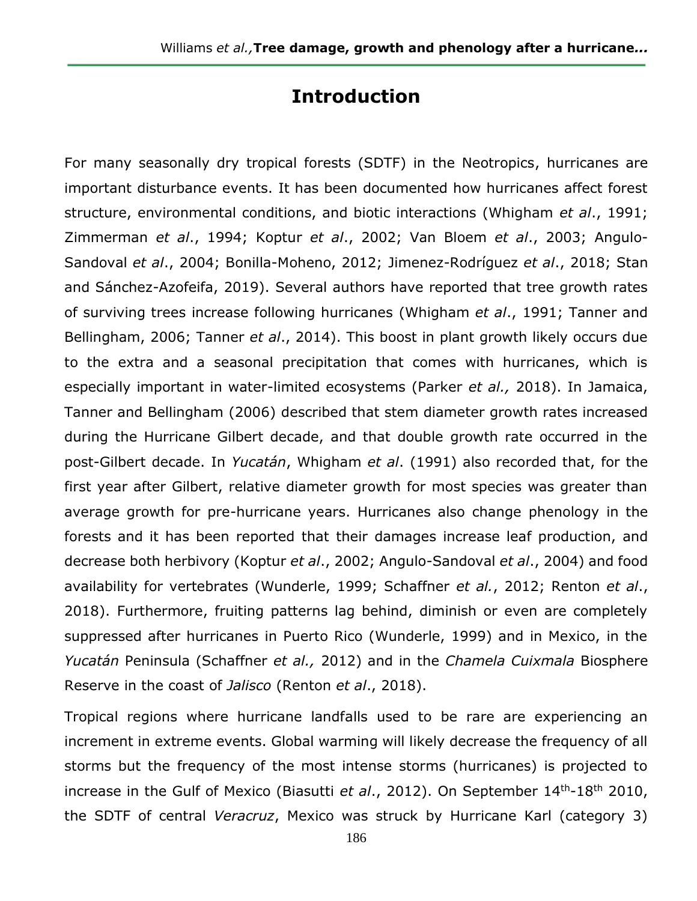# Introduction

For many seasonally dry tropical forests (SDTF) in the Neotropics, hurricanes are important disturbance events. It has been documented how hurricanes affect forest structure, environmental conditions, and biotic interactions (Whigham *et al*., 1991; Zimmerman *et al*., 1994; Koptur *et al*., 2002; Van Bloem *et al*., 2003; Angulo-Sandoval *et al*., 2004; Bonilla-Moheno, 2012; Jimenez-Rodríguez *et al*., 2018; Stan and Sánchez-Azofeifa, 2019). Several authors have reported that tree growth rates of surviving trees increase following hurricanes (Whigham *et al*., 1991; Tanner and Bellingham, 2006; Tanner *et al*., 2014). This boost in plant growth likely occurs due to the extra and a seasonal precipitation that comes with hurricanes, which is especially important in water-limited ecosystems (Parker *et al.,* 2018). In Jamaica, Tanner and Bellingham (2006) described that stem diameter growth rates increased during the Hurricane Gilbert decade, and that double growth rate occurred in the post-Gilbert decade. In *Yucatán*, Whigham *et al*. (1991) also recorded that, for the first year after Gilbert, relative diameter growth for most species was greater than average growth for pre-hurricane years. Hurricanes also change phenology in the forests and it has been reported that their damages increase leaf production, and decrease both herbivory (Koptur *et al*., 2002; Angulo-Sandoval *et al*., 2004) and food availability for vertebrates (Wunderle, 1999; Schaffner *et al.*, 2012; Renton *et al*., 2018). Furthermore, fruiting patterns lag behind, diminish or even are completely suppressed after hurricanes in Puerto Rico (Wunderle, 1999) and in Mexico, in the *Yucatán* Peninsula (Schaffner *et al.,* 2012) and in the *Chamela Cuixmala* Biosphere Reserve in the coast of *Jalisco* (Renton *et al*., 2018).

Tropical regions where hurricane landfalls used to be rare are experiencing an increment in extreme events. Global warming will likely decrease the frequency of all storms but the frequency of the most intense storms (hurricanes) is projected to increase in the Gulf of Mexico (Biasutti *et al*., 2012). On September 14$^{th}$-18$^{th}$ 2010, the SDTF of central *Veracruz*, Mexico was struck by Hurricane Karl (category 3)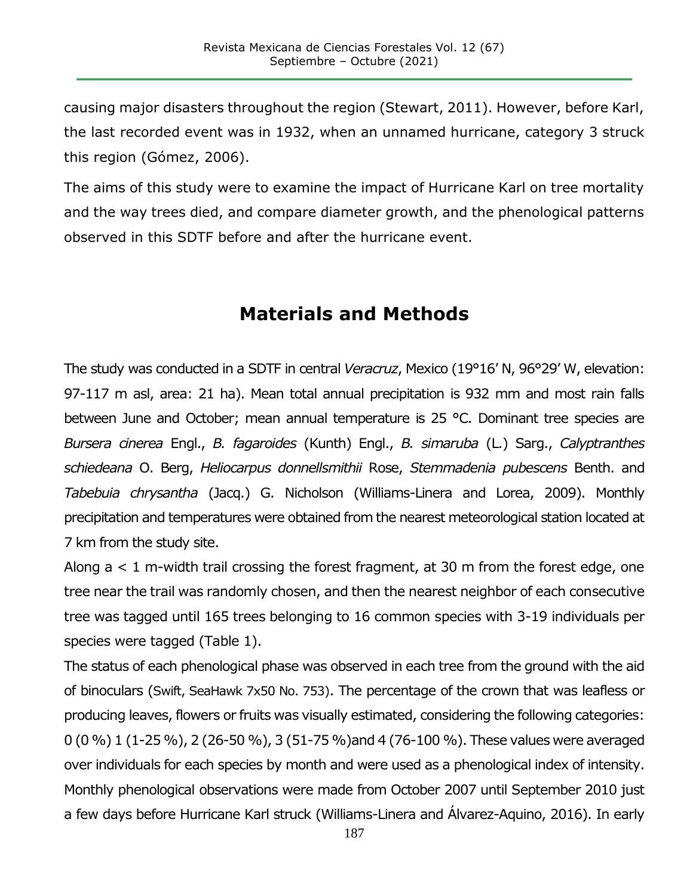causing major disasters throughout the region (Stewart, 2011). However, before Karl, the last recorded event was in 1932, when an unnamed hurricane, category 3 struck this region (Gómez, 2006).

The aims of this study were to examine the impact of Hurricane Karl on tree mortality and the way trees died, and compare diameter growth, and the phenological patterns observed in this SDTF before and after the hurricane event.

## Materials and Methods

The study was conducted in a SDTF in central *Veracruz*, Mexico (19°16' N, 96°29' W, elevation: 97-117 m asl, area: 21 ha). Mean total annual precipitation is 932 mm and most rain falls between June and October; mean annual temperature is 25 °C. Dominant tree species are *Bursera cinerea* Engl., *B. fagaroides* (Kunth) Engl., *B. simaruba* (L.) Sarg., *Calyptranthes schiedeana* O. Berg, *Heliocarpus donnellsmithii* Rose, *Stemmadenia pubescens* Benth. and *Tabebuia chrysantha* (Jacq.) G. Nicholson (Williams-Linera and Lorea, 2009). Monthly precipitation and temperatures were obtained from the nearest meteorological station located at 7 km from the study site.

Along a < 1 m-width trail crossing the forest fragment, at 30 m from the forest edge, one tree near the trail was randomly chosen, and then the nearest neighbor of each consecutive tree was tagged until 165 trees belonging to 16 common species with 3-19 individuals per species were tagged (Table 1).

The status of each phenological phase was observed in each tree from the ground with the aid of binoculars (Swift, SeaHawk 7x50 No. 753). The percentage of the crown that was leafless or producing leaves, flowers or fruits was visually estimated, considering the following categories: 0 (0 %) 1 (1-25 %), 2 (26-50 %), 3 (51-75 %)and 4 (76-100 %). These values were averaged over individuals for each species by month and were used as a phenological index of intensity. Monthly phenological observations were made from October 2007 until September 2010 just a few days before Hurricane Karl struck (Williams-Linera and Álvarez-Aquino, 2016). In early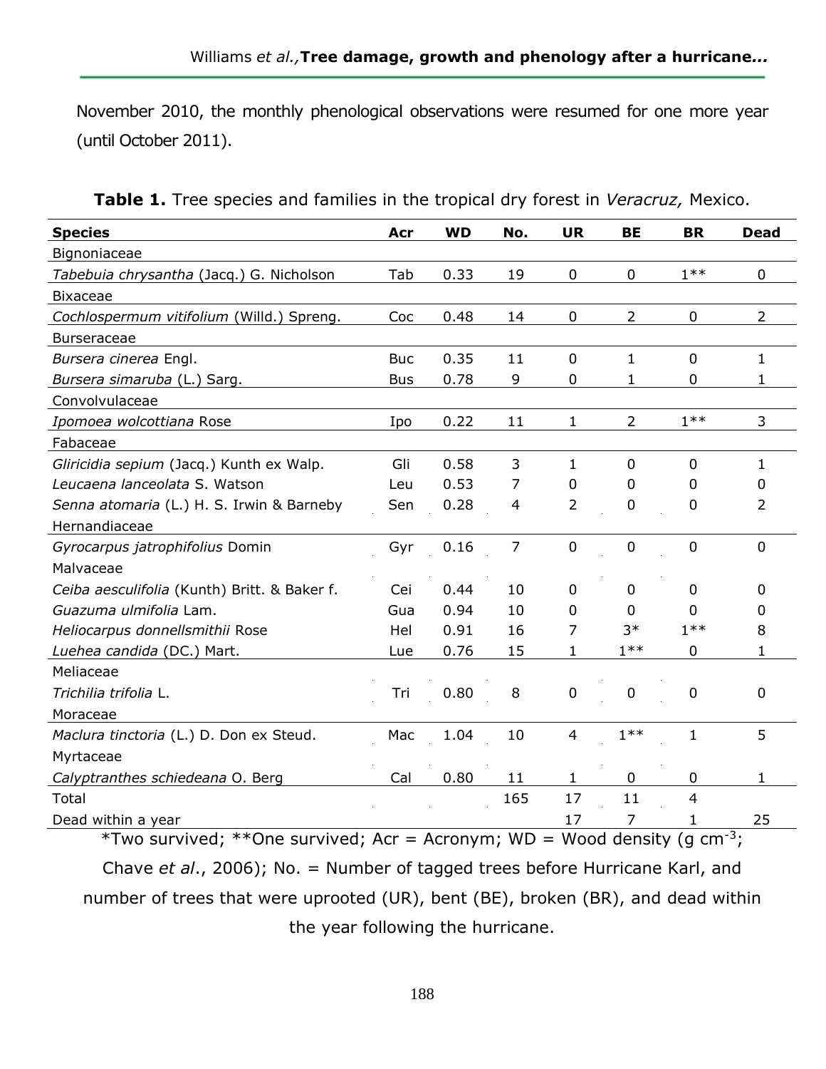November 2010, the monthly phenological observations were resumed for one more year (until October 2011).

**Table 1.** Tree species and families in the tropical dry forest in *Veracruz,* Mexico.

| Species | Acr | WD | No. | UR | BE | BR | Dead |
|---|---|---|---|---|---|---|---|
| Bignoniaceae | | | | | | | |
| *Tabebuia chrysantha* (Jacq.) G. Nicholson | Tab | 0.33 | 19 | 0 | 0 | 1** | 0 |
| Bixaceae | | | | | | | |
| *Cochlospermum vitifolium* (Willd.) Spreng. | Coc | 0.48 | 14 | 0 | 2 | 0 | 2 |
| Burseraceae | | | | | | | |
| *Bursera cinerea* Engl. | Buc | 0.35 | 11 | 0 | 1 | 0 | 1 |
| *Bursera simaruba* (L.) Sarg. | Bus | 0.78 | 9 | 0 | 1 | 0 | 1 |
| Convolvulaceae | | | | | | | |
| *Ipomoea wolcottiana* Rose | Ipo | 0.22 | 11 | 1 | 2 | 1** | 3 |
| Fabaceae | | | | | | | |
| *Gliricidia sepium* (Jacq.) Kunth ex Walp. | Gli | 0.58 | 3 | 1 | 0 | 0 | 1 |
| *Leucaena lanceolata* S. Watson | Leu | 0.53 | 7 | 0 | 0 | 0 | 0 |
| *Senna atomaria* (L.) H. S. Irwin & Barneby | Sen | 0.28 | 4 | 2 | 0 | 0 | 2 |
| Hernandiaceae | | | | | | | |
| *Gyrocarpus jatrophifolius* Domin | Gyr | 0.16 | 7 | 0 | 0 | 0 | 0 |
| Malvaceae | | | | | | | |
| *Ceiba aesculifolia* (Kunth) Britt. & Baker f. | Cei | 0.44 | 10 | 0 | 0 | 0 | 0 |
| *Guazuma ulmifolia* Lam. | Gua | 0.94 | 10 | 0 | 0 | 0 | 0 |
| *Heliocarpus donnellsmithii* Rose | Hel | 0.91 | 16 | 7 | 3* | 1** | 8 |
| *Luehea candida* (DC.) Mart. | Lue | 0.76 | 15 | 1 | 1** | 0 | 1 |
| Meliaceae | | | | | | | |
| *Trichilia trifolia* L. | Tri | 0.80 | 8 | 0 | 0 | 0 | 0 |
| Moraceae | | | | | | | |
| *Maclura tinctoria* (L.) D. Don ex Steud. | Mac | 1.04 | 10 | 4 | 1** | 1 | 5 |
| Myrtaceae | | | | | | | |
| *Calyptranthes schiedeana* O. Berg | Cal | 0.80 | 11 | 1 | 0 | 0 | 1 |
| Total | | | 165 | 17 | 11 | 4 | |
| Dead within a year | | | | 17 | 7 | 1 | 25 |

*Two survived; **One survived; Acr = Acronym; WD = Wood density (g cm$^{-3}$; Chave *et al*., 2006); No. = Number of tagged trees before Hurricane Karl, and number of trees that were uprooted (UR), bent (BE), broken (BR), and dead within the year following the hurricane.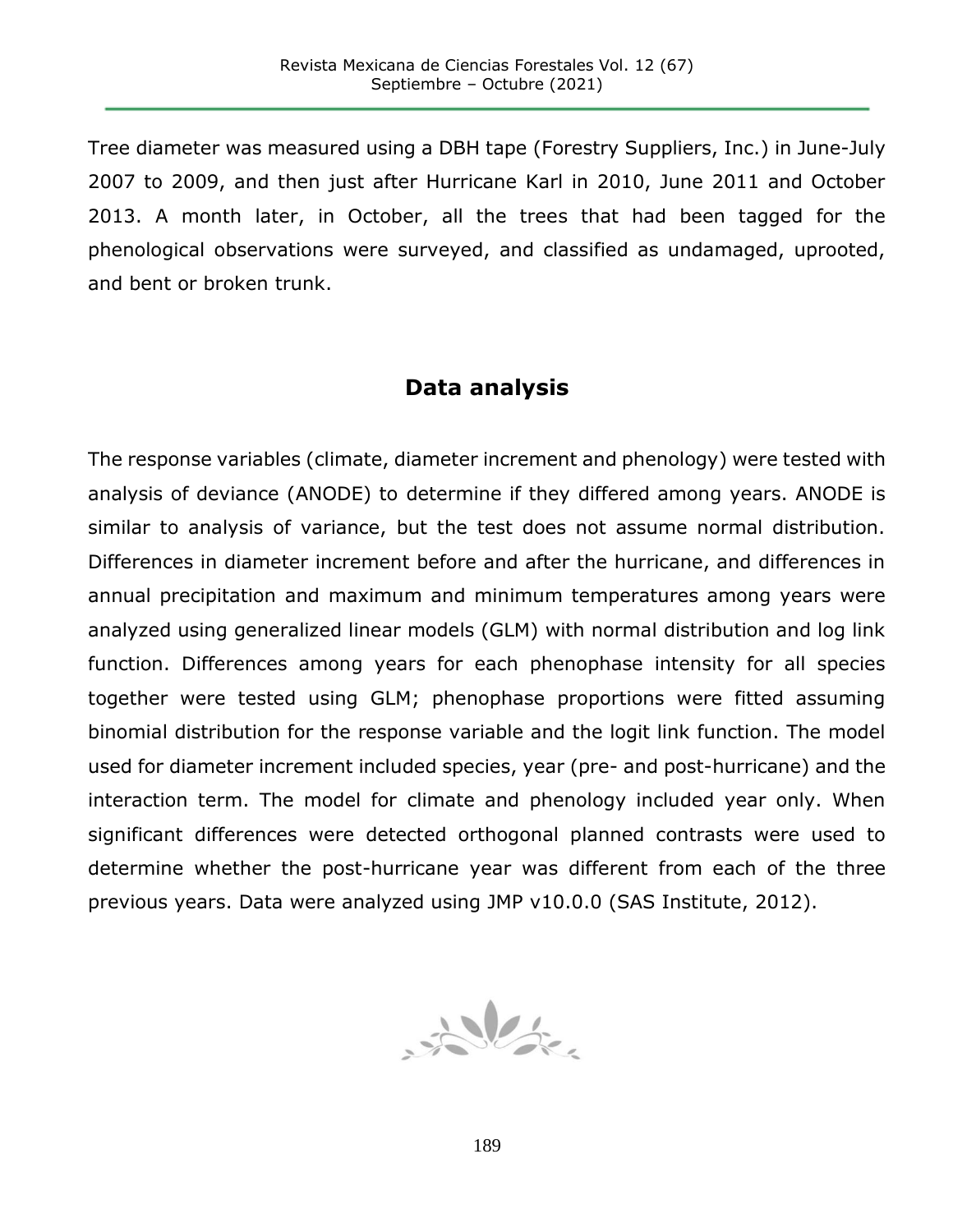Tree diameter was measured using a DBH tape (Forestry Suppliers, Inc.) in June-July 2007 to 2009, and then just after Hurricane Karl in 2010, June 2011 and October 2013. A month later, in October, all the trees that had been tagged for the phenological observations were surveyed, and classified as undamaged, uprooted, and bent or broken trunk.

## Data analysis

The response variables (climate, diameter increment and phenology) were tested with analysis of deviance (ANODE) to determine if they differed among years. ANODE is similar to analysis of variance, but the test does not assume normal distribution. Differences in diameter increment before and after the hurricane, and differences in annual precipitation and maximum and minimum temperatures among years were analyzed using generalized linear models (GLM) with normal distribution and log link function. Differences among years for each phenophase intensity for all species together were tested using GLM; phenophase proportions were fitted assuming binomial distribution for the response variable and the logit link function. The model used for diameter increment included species, year (pre- and post-hurricane) and the interaction term. The model for climate and phenology included year only. When significant differences were detected orthogonal planned contrasts were used to determine whether the post-hurricane year was different from each of the three previous years. Data were analyzed using JMP v10.0.0 (SAS Institute, 2012).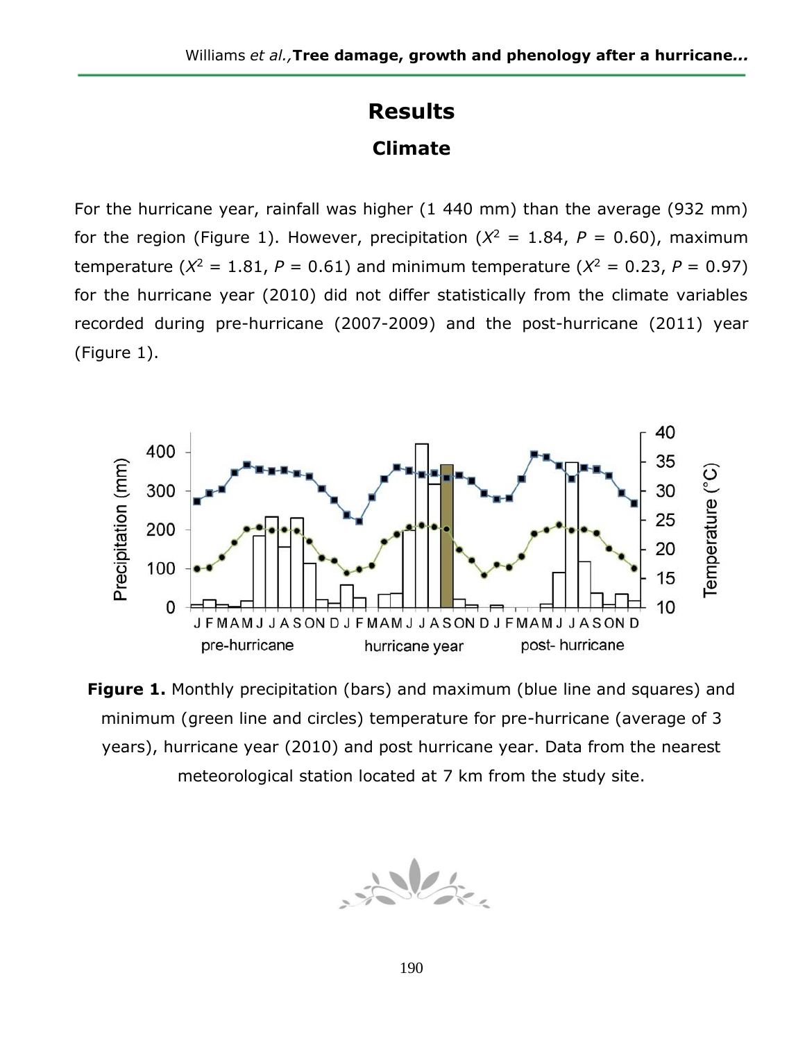# Results

## Climate

For the hurricane year, rainfall was higher (1 440 mm) than the average (932 mm) for the region (Figure 1). However, precipitation ($X^2$ = 1.84, $P$ = 0.60), maximum temperature ($X^2$ = 1.81, $P$ = 0.61) and minimum temperature ($X^2$ = 0.23, $P$ = 0.97) for the hurricane year (2010) did not differ statistically from the climate variables recorded during pre-hurricane (2007-2009) and the post-hurricane (2011) year (Figure 1).

**Figure 1.** Monthly precipitation (bars) and maximum (blue line and squares) and minimum (green line and circles) temperature for pre-hurricane (average of 3 years), hurricane year (2010) and post hurricane year. Data from the nearest meteorological station located at 7 km from the study site.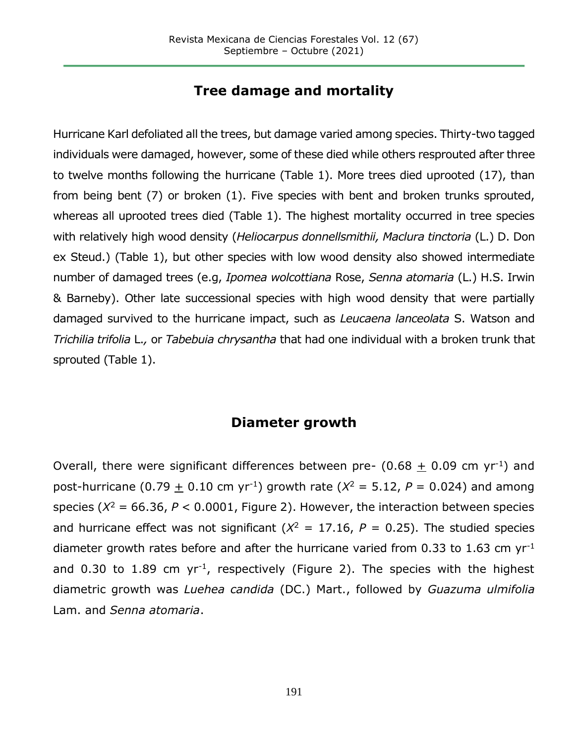## Tree damage and mortality

Hurricane Karl defoliated all the trees, but damage varied among species. Thirty-two tagged individuals were damaged, however, some of these died while others resprouted after three to twelve months following the hurricane (Table 1). More trees died uprooted (17), than from being bent (7) or broken (1). Five species with bent and broken trunks sprouted, whereas all uprooted trees died (Table 1). The highest mortality occurred in tree species with relatively high wood density (*Heliocarpus donnellsmithii, Maclura tinctoria* (L.) D. Don ex Steud.) (Table 1), but other species with low wood density also showed intermediate number of damaged trees (e.g, *Ipomea wolcottiana* Rose, *Senna atomaria* (L.) H.S. Irwin & Barneby). Other late successional species with high wood density that were partially damaged survived to the hurricane impact, such as *Leucaena lanceolata* S. Watson and *Trichilia trifolia* L., or *Tabebuia chrysantha* that had one individual with a broken trunk that sprouted (Table 1).

## Diameter growth

Overall, there were significant differences between pre- (0.68 $\pm$ 0.09 cm yr$^{-1}$) and post-hurricane (0.79 $\pm$ 0.10 cm yr$^{-1}$) growth rate ($X^2$ = 5.12, $P$ = 0.024) and among species ($X^2$ = 66.36, $P$ < 0.0001, Figure 2). However, the interaction between species and hurricane effect was not significant ($X^2$ = 17.16, $P$ = 0.25). The studied species diameter growth rates before and after the hurricane varied from 0.33 to 1.63 cm yr$^{-1}$ and 0.30 to 1.89 cm yr$^{-1}$, respectively (Figure 2). The species with the highest diametric growth was *Luehea candida* (DC.) Mart., followed by *Guazuma ulmifolia* Lam. and *Senna atomaria*.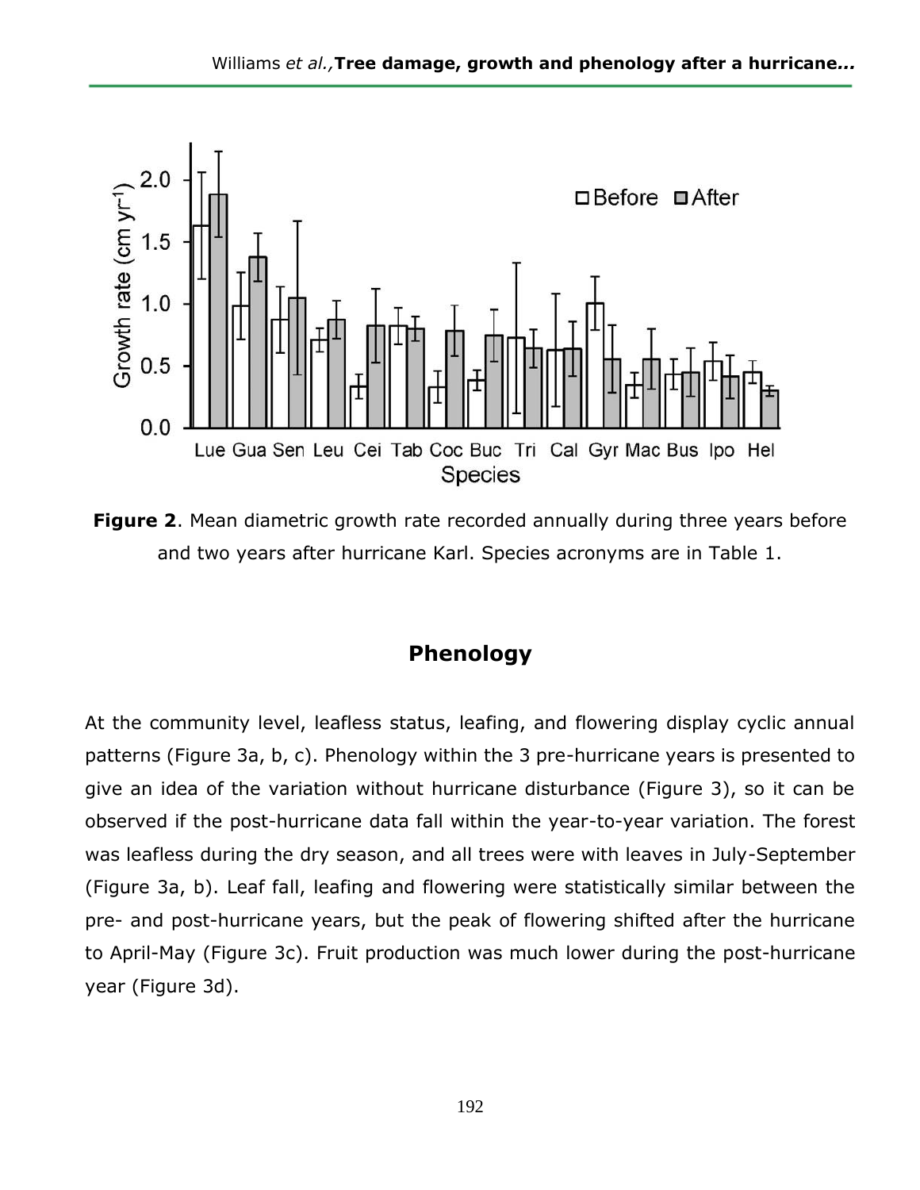**Figure 2**. Mean diametric growth rate recorded annually during three years before and two years after hurricane Karl. Species acronyms are in Table 1.

## Phenology

At the community level, leafless status, leafing, and flowering display cyclic annual patterns (Figure 3a, b, c). Phenology within the 3 pre-hurricane years is presented to give an idea of the variation without hurricane disturbance (Figure 3), so it can be observed if the post-hurricane data fall within the year-to-year variation. The forest was leafless during the dry season, and all trees were with leaves in July-September (Figure 3a, b). Leaf fall, leafing and flowering were statistically similar between the pre- and post-hurricane years, but the peak of flowering shifted after the hurricane to April-May (Figure 3c). Fruit production was much lower during the post-hurricane year (Figure 3d).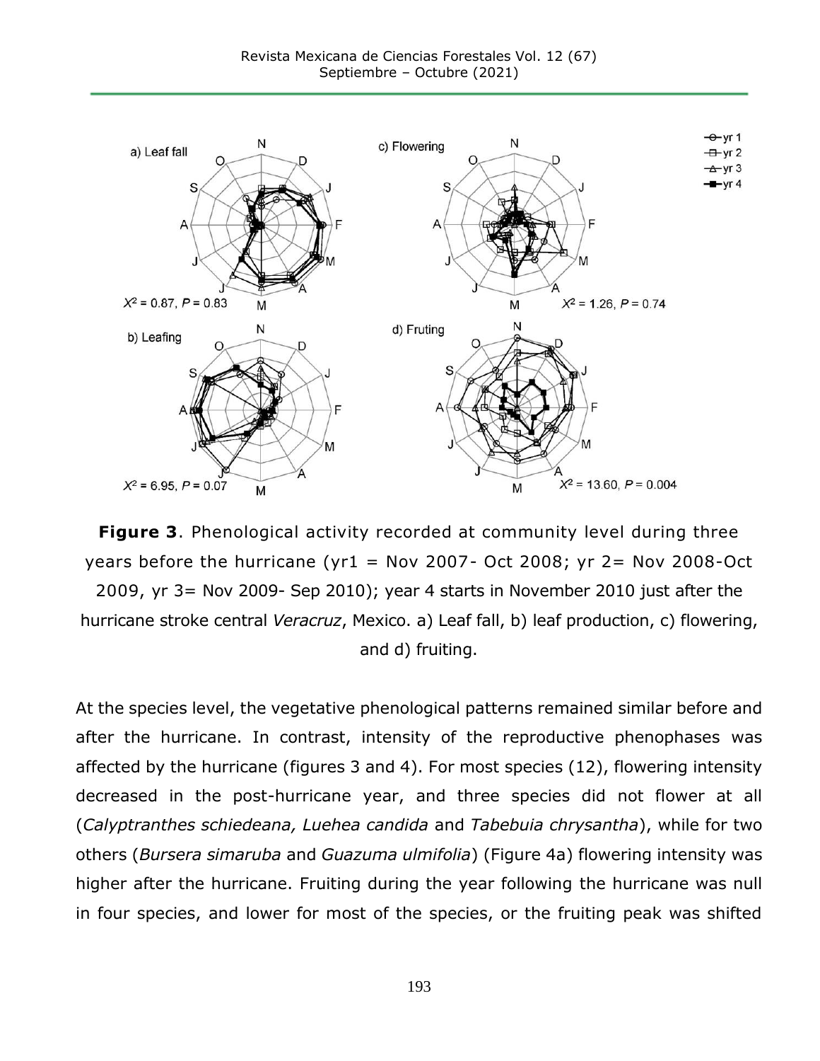**Figure 3**. Phenological activity recorded at community level during three years before the hurricane (yr1 = Nov 2007- Oct 2008; yr 2= Nov 2008-Oct 2009, yr 3= Nov 2009- Sep 2010); year 4 starts in November 2010 just after the hurricane stroke central *Veracruz*, Mexico. a) Leaf fall, b) leaf production, c) flowering, and d) fruiting.

At the species level, the vegetative phenological patterns remained similar before and after the hurricane. In contrast, intensity of the reproductive phenophases was affected by the hurricane (figures 3 and 4). For most species (12), flowering intensity decreased in the post-hurricane year, and three species did not flower at all (*Calyptranthes schiedeana, Luehea candida* and *Tabebuia chrysantha*), while for two others (*Bursera simaruba* and *Guazuma ulmifolia*) (Figure 4a) flowering intensity was higher after the hurricane. Fruiting during the year following the hurricane was null in four species, and lower for most of the species, or the fruiting peak was shifted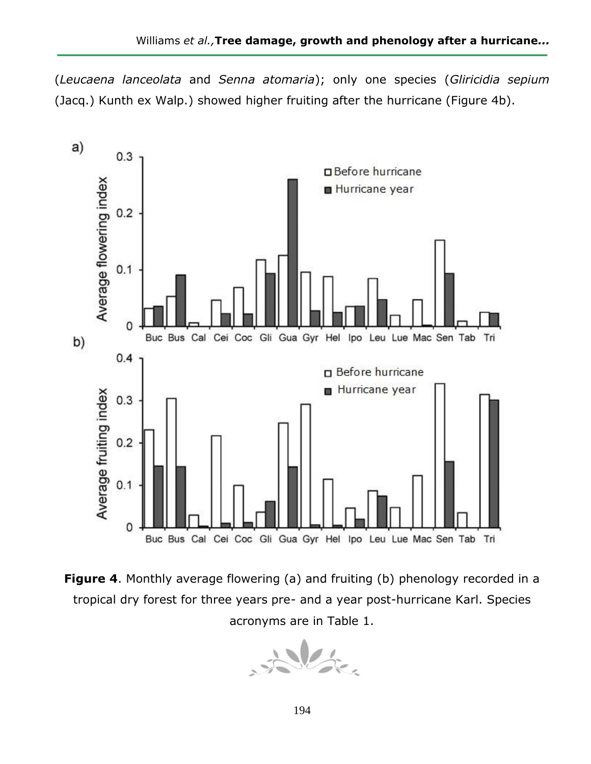(*Leucaena lanceolata* and *Senna atomaria*); only one species (*Gliricidia sepium* (Jacq.) Kunth ex Walp.) showed higher fruiting after the hurricane (Figure 4b).

**Figure 4**. Monthly average flowering (a) and fruiting (b) phenology recorded in a tropical dry forest for three years pre- and a year post-hurricane Karl. Species acronyms are in Table 1.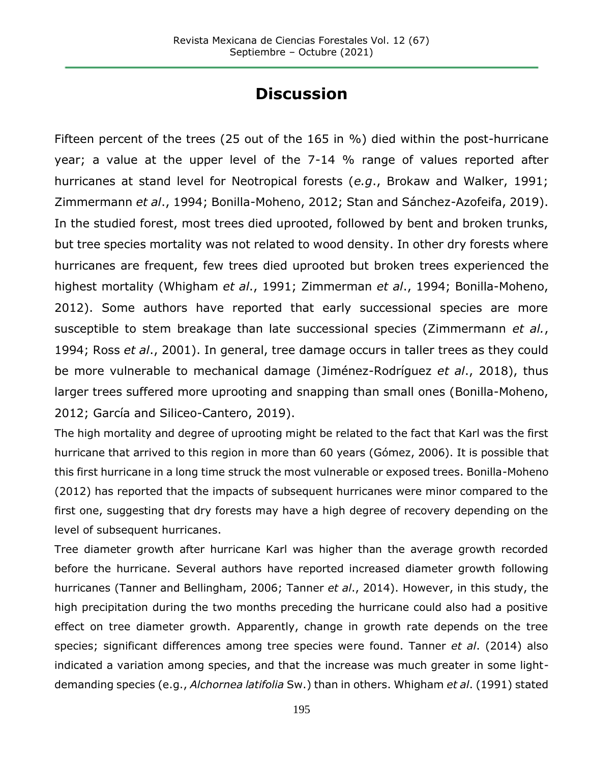# Discussion

Fifteen percent of the trees (25 out of the 165 in %) died within the post-hurricane year; a value at the upper level of the 7-14 % range of values reported after hurricanes at stand level for Neotropical forests (*e.g*., Brokaw and Walker, 1991; Zimmermann *et al*., 1994; Bonilla-Moheno, 2012; Stan and Sánchez-Azofeifa, 2019). In the studied forest, most trees died uprooted, followed by bent and broken trunks, but tree species mortality was not related to wood density. In other dry forests where hurricanes are frequent, few trees died uprooted but broken trees experienced the highest mortality (Whigham *et al*., 1991; Zimmerman *et al*., 1994; Bonilla-Moheno, 2012). Some authors have reported that early successional species are more susceptible to stem breakage than late successional species (Zimmermann *et al.*, 1994; Ross *et al*., 2001). In general, tree damage occurs in taller trees as they could be more vulnerable to mechanical damage (Jiménez-Rodríguez *et al*., 2018), thus larger trees suffered more uprooting and snapping than small ones (Bonilla-Moheno, 2012; García and Siliceo-Cantero, 2019).

The high mortality and degree of uprooting might be related to the fact that Karl was the first hurricane that arrived to this region in more than 60 years (Gómez, 2006). It is possible that this first hurricane in a long time struck the most vulnerable or exposed trees. Bonilla-Moheno (2012) has reported that the impacts of subsequent hurricanes were minor compared to the first one, suggesting that dry forests may have a high degree of recovery depending on the level of subsequent hurricanes.

Tree diameter growth after hurricane Karl was higher than the average growth recorded before the hurricane. Several authors have reported increased diameter growth following hurricanes (Tanner and Bellingham, 2006; Tanner *et al*., 2014). However, in this study, the high precipitation during the two months preceding the hurricane could also had a positive effect on tree diameter growth. Apparently, change in growth rate depends on the tree species; significant differences among tree species were found. Tanner *et al*. (2014) also indicated a variation among species, and that the increase was much greater in some light-demanding species (e.g., *Alchornea latifolia* Sw.) than in others. Whigham *et al*. (1991) stated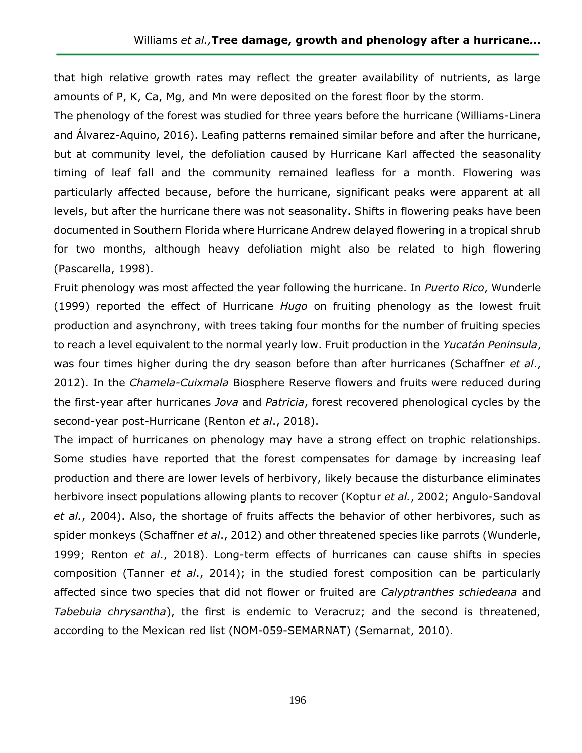that high relative growth rates may reflect the greater availability of nutrients, as large amounts of P, K, Ca, Mg, and Mn were deposited on the forest floor by the storm.

The phenology of the forest was studied for three years before the hurricane (Williams-Linera and Álvarez-Aquino, 2016). Leafing patterns remained similar before and after the hurricane, but at community level, the defoliation caused by Hurricane Karl affected the seasonality timing of leaf fall and the community remained leafless for a month. Flowering was particularly affected because, before the hurricane, significant peaks were apparent at all levels, but after the hurricane there was not seasonality. Shifts in flowering peaks have been documented in Southern Florida where Hurricane Andrew delayed flowering in a tropical shrub for two months, although heavy defoliation might also be related to high flowering (Pascarella, 1998).

Fruit phenology was most affected the year following the hurricane. In *Puerto Rico*, Wunderle (1999) reported the effect of Hurricane *Hugo* on fruiting phenology as the lowest fruit production and asynchrony, with trees taking four months for the number of fruiting species to reach a level equivalent to the normal yearly low. Fruit production in the *Yucatán Peninsula*, was four times higher during the dry season before than after hurricanes (Schaffner *et al*., 2012). In the *Chamela-Cuixmala* Biosphere Reserve flowers and fruits were reduced during the first-year after hurricanes *Jova* and *Patricia*, forest recovered phenological cycles by the second-year post-Hurricane (Renton *et al*., 2018).

The impact of hurricanes on phenology may have a strong effect on trophic relationships. Some studies have reported that the forest compensates for damage by increasing leaf production and there are lower levels of herbivory, likely because the disturbance eliminates herbivore insect populations allowing plants to recover (Koptur *et al.*, 2002; Angulo-Sandoval *et al.*, 2004). Also, the shortage of fruits affects the behavior of other herbivores, such as spider monkeys (Schaffner *et al*., 2012) and other threatened species like parrots (Wunderle, 1999; Renton *et al*., 2018). Long-term effects of hurricanes can cause shifts in species composition (Tanner *et al*., 2014); in the studied forest composition can be particularly affected since two species that did not flower or fruited are *Calyptranthes schiedeana* and *Tabebuia chrysantha*), the first is endemic to Veracruz; and the second is threatened, according to the Mexican red list (NOM-059-SEMARNAT) (Semarnat, 2010).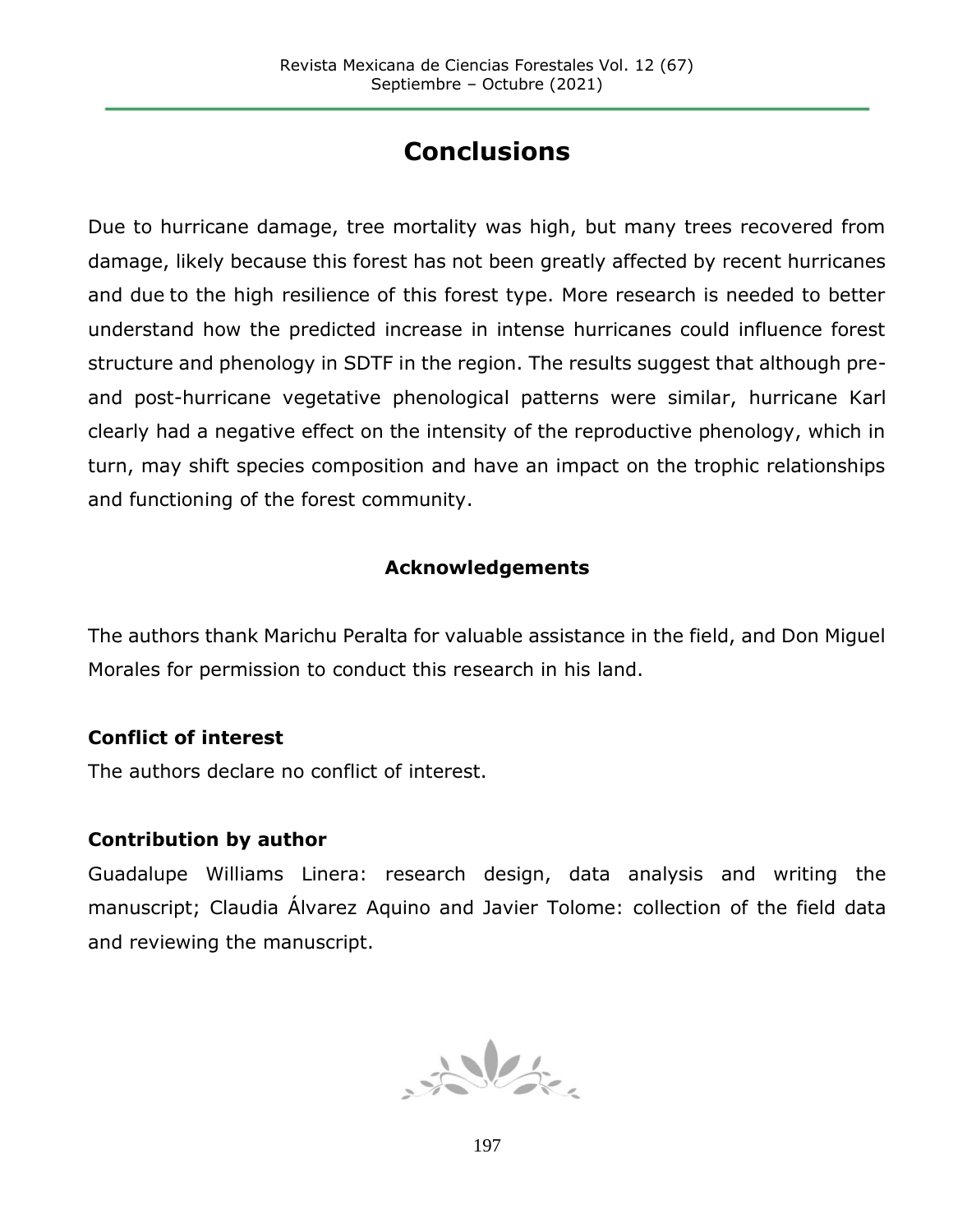# Conclusions

Due to hurricane damage, tree mortality was high, but many trees recovered from damage, likely because this forest has not been greatly affected by recent hurricanes and due to the high resilience of this forest type. More research is needed to better understand how the predicted increase in intense hurricanes could influence forest structure and phenology in SDTF in the region. The results suggest that although pre- and post-hurricane vegetative phenological patterns were similar, hurricane Karl clearly had a negative effect on the intensity of the reproductive phenology, which in turn, may shift species composition and have an impact on the trophic relationships and functioning of the forest community.

## Acknowledgements

The authors thank Marichu Peralta for valuable assistance in the field, and Don Miguel Morales for permission to conduct this research in his land.

**Conflict of interest**

The authors declare no conflict of interest.

**Contribution by author**

Guadalupe Williams Linera: research design, data analysis and writing the manuscript; Claudia Álvarez Aquino and Javier Tolome: collection of the field data and reviewing the manuscript.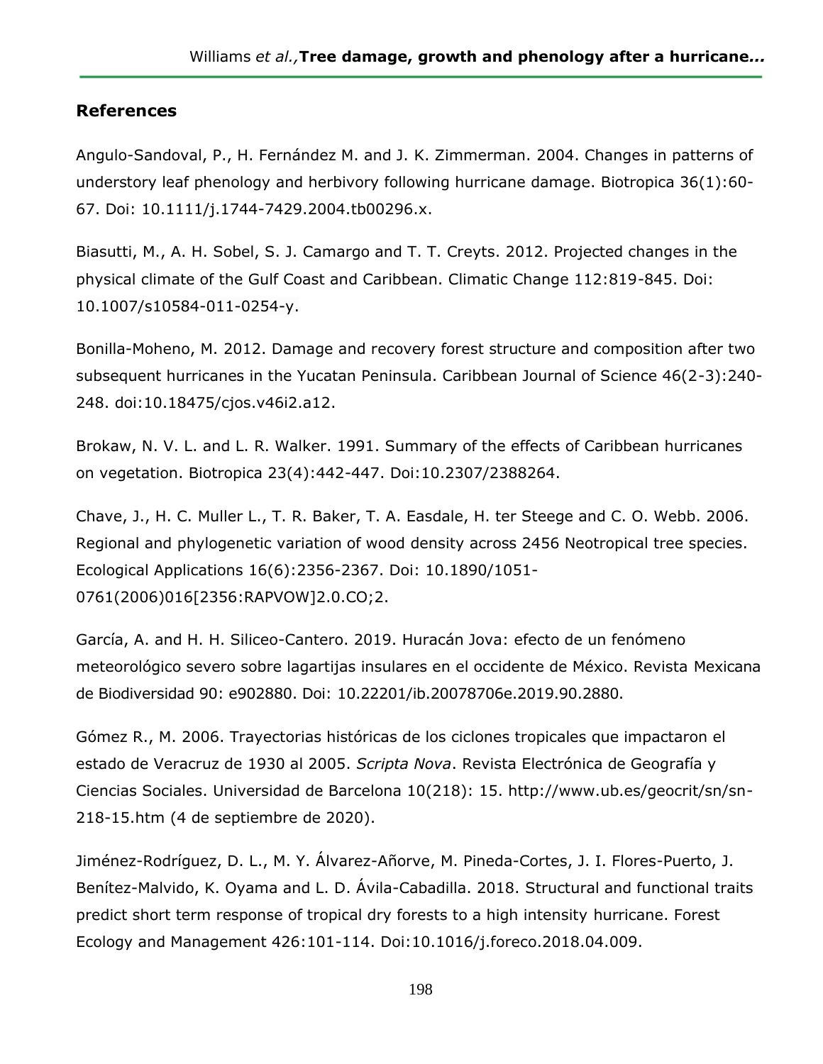## References

Angulo-Sandoval, P., H. Fernández M. and J. K. Zimmerman. 2004. Changes in patterns of understory leaf phenology and herbivory following hurricane damage. Biotropica 36(1):60-67. Doi: 10.1111/j.1744-7429.2004.tb00296.x.

Biasutti, M., A. H. Sobel, S. J. Camargo and T. T. Creyts. 2012. Projected changes in the physical climate of the Gulf Coast and Caribbean. Climatic Change 112:819-845. Doi: 10.1007/s10584-011-0254-y.

Bonilla-Moheno, M. 2012. Damage and recovery forest structure and composition after two subsequent hurricanes in the Yucatan Peninsula. Caribbean Journal of Science 46(2-3):240-248. doi:10.18475/cjos.v46i2.a12.

Brokaw, N. V. L. and L. R. Walker. 1991. Summary of the effects of Caribbean hurricanes on vegetation. Biotropica 23(4):442-447. Doi:10.2307/2388264.

Chave, J., H. C. Muller L., T. R. Baker, T. A. Easdale, H. ter Steege and C. O. Webb. 2006. Regional and phylogenetic variation of wood density across 2456 Neotropical tree species. Ecological Applications 16(6):2356-2367. Doi: 10.1890/1051-0761(2006)016[2356:RAPVOW]2.0.CO;2.

García, A. and H. H. Siliceo-Cantero. 2019. Huracán Jova: efecto de un fenómeno meteorológico severo sobre lagartijas insulares en el occidente de México. Revista Mexicana de Biodiversidad 90: e902880. Doi: 10.22201/ib.20078706e.2019.90.2880.

Gómez R., M. 2006. Trayectorias históricas de los ciclones tropicales que impactaron el estado de Veracruz de 1930 al 2005. *Scripta Nova*. Revista Electrónica de Geografía y Ciencias Sociales. Universidad de Barcelona 10(218): 15. http://www.ub.es/geocrit/sn/sn-218-15.htm (4 de septiembre de 2020).

Jiménez-Rodríguez, D. L., M. Y. Álvarez-Añorve, M. Pineda-Cortes, J. I. Flores-Puerto, J. Benítez-Malvido, K. Oyama and L. D. Ávila-Cabadilla. 2018. Structural and functional traits predict short term response of tropical dry forests to a high intensity hurricane. Forest Ecology and Management 426:101-114. Doi:10.1016/j.foreco.2018.04.009.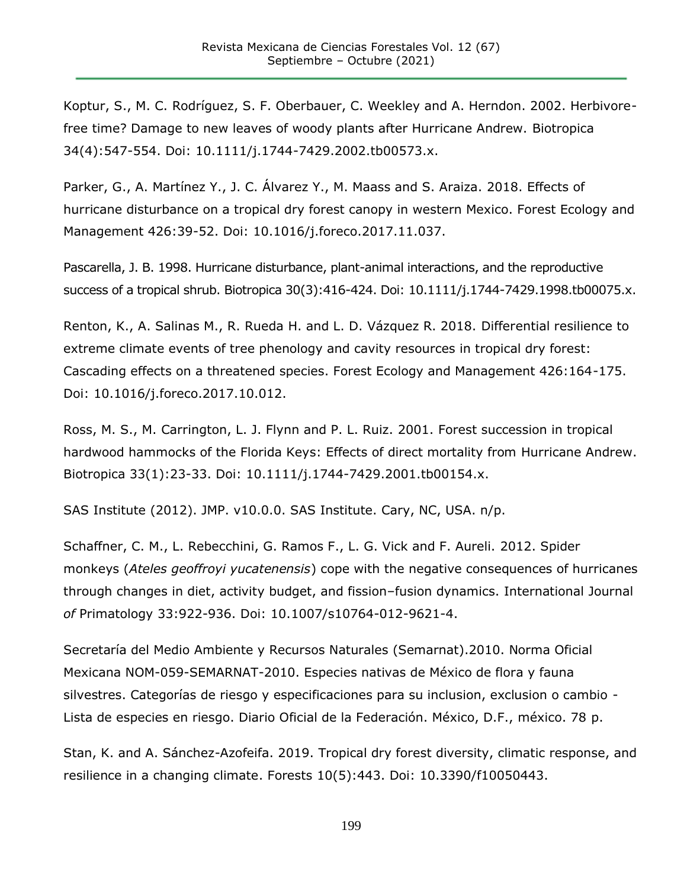Koptur, S., M. C. Rodríguez, S. F. Oberbauer, C. Weekley and A. Herndon. 2002. Herbivore-free time? Damage to new leaves of woody plants after Hurricane Andrew. Biotropica 34(4):547-554. Doi: 10.1111/j.1744-7429.2002.tb00573.x.

Parker, G., A. Martínez Y., J. C. Álvarez Y., M. Maass and S. Araiza. 2018. Effects of hurricane disturbance on a tropical dry forest canopy in western Mexico. Forest Ecology and Management 426:39-52. Doi: 10.1016/j.foreco.2017.11.037.

Pascarella, J. B. 1998. Hurricane disturbance, plant-animal interactions, and the reproductive success of a tropical shrub. Biotropica 30(3):416-424. Doi: 10.1111/j.1744-7429.1998.tb00075.x.

Renton, K., A. Salinas M., R. Rueda H. and L. D. Vázquez R. 2018. Differential resilience to extreme climate events of tree phenology and cavity resources in tropical dry forest: Cascading effects on a threatened species. Forest Ecology and Management 426:164-175. Doi: 10.1016/j.foreco.2017.10.012.

Ross, M. S., M. Carrington, L. J. Flynn and P. L. Ruiz. 2001. Forest succession in tropical hardwood hammocks of the Florida Keys: Effects of direct mortality from Hurricane Andrew. Biotropica 33(1):23-33. Doi: 10.1111/j.1744-7429.2001.tb00154.x.

SAS Institute (2012). JMP. v10.0.0. SAS Institute. Cary, NC, USA. n/p.

Schaffner, C. M., L. Rebecchini, G. Ramos F., L. G. Vick and F. Aureli. 2012. Spider monkeys (*Ateles geoffroyi yucatenensis*) cope with the negative consequences of hurricanes through changes in diet, activity budget, and fission–fusion dynamics. International Journal *of* Primatology 33:922-936. Doi: 10.1007/s10764-012-9621-4.

Secretaría del Medio Ambiente y Recursos Naturales (Semarnat).2010. Norma Oficial Mexicana NOM-059-SEMARNAT-2010. Especies nativas de México de flora y fauna silvestres. Categorías de riesgo y especificaciones para su inclusion, exclusion o cambio - Lista de especies en riesgo. Diario Oficial de la Federación. México, D.F., méxico. 78 p.

Stan, K. and A. Sánchez-Azofeifa. 2019. Tropical dry forest diversity, climatic response, and resilience in a changing climate. Forests 10(5):443. Doi: 10.3390/f10050443.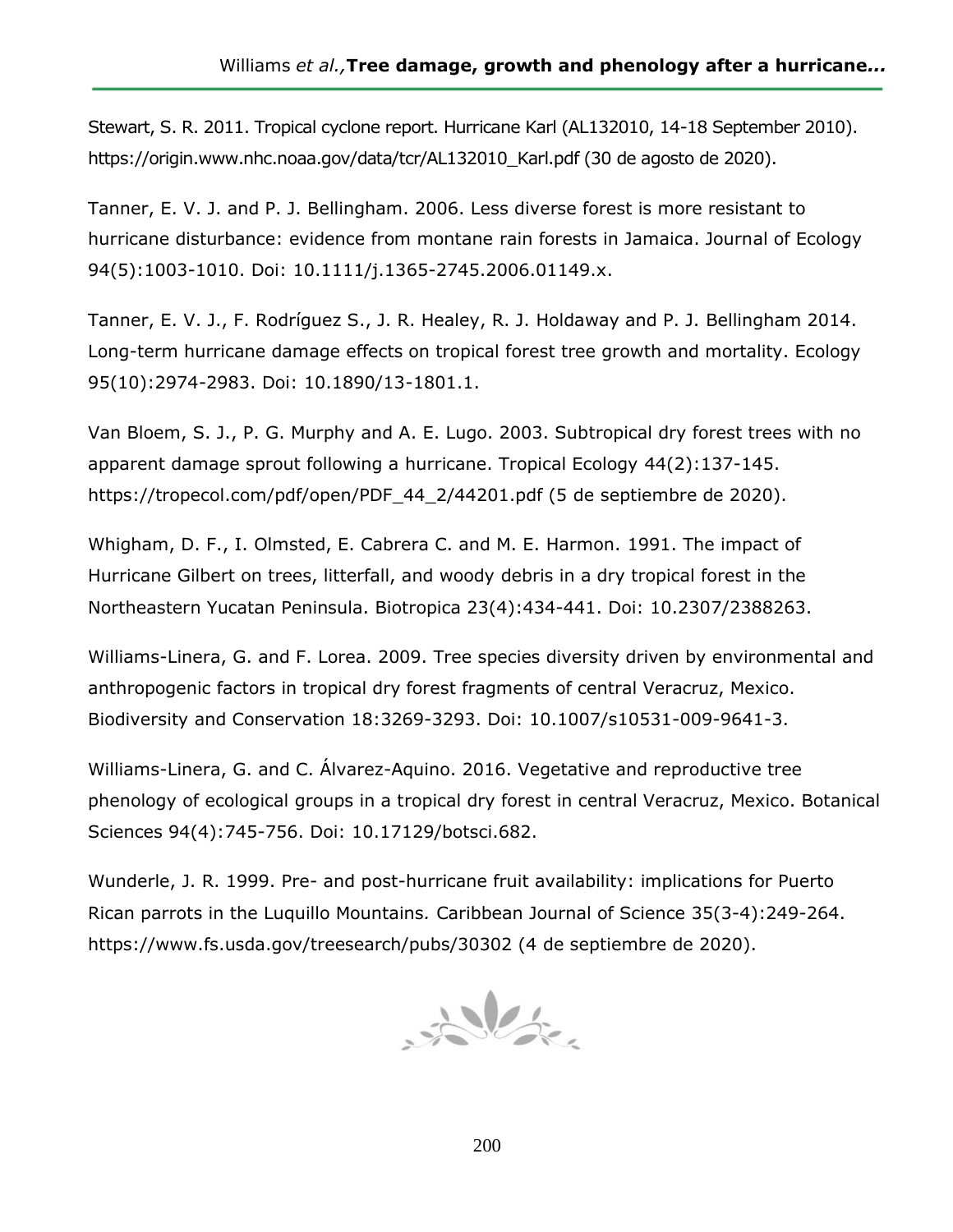Stewart, S. R. 2011. Tropical cyclone report. Hurricane Karl (AL132010, 14-18 September 2010). https://origin.www.nhc.noaa.gov/data/tcr/AL132010_Karl.pdf (30 de agosto de 2020).

Tanner, E. V. J. and P. J. Bellingham. 2006. Less diverse forest is more resistant to hurricane disturbance: evidence from montane rain forests in Jamaica. Journal of Ecology 94(5):1003-1010. Doi: 10.1111/j.1365-2745.2006.01149.x.

Tanner, E. V. J., F. Rodríguez S., J. R. Healey, R. J. Holdaway and P. J. Bellingham 2014. Long-term hurricane damage effects on tropical forest tree growth and mortality. Ecology 95(10):2974-2983. Doi: 10.1890/13-1801.1.

Van Bloem, S. J., P. G. Murphy and A. E. Lugo. 2003. Subtropical dry forest trees with no apparent damage sprout following a hurricane. Tropical Ecology 44(2):137-145. https://tropecol.com/pdf/open/PDF_44_2/44201.pdf (5 de septiembre de 2020).

Whigham, D. F., I. Olmsted, E. Cabrera C. and M. E. Harmon. 1991. The impact of Hurricane Gilbert on trees, litterfall, and woody debris in a dry tropical forest in the Northeastern Yucatan Peninsula. Biotropica 23(4):434-441. Doi: 10.2307/2388263.

Williams-Linera, G. and F. Lorea. 2009. Tree species diversity driven by environmental and anthropogenic factors in tropical dry forest fragments of central Veracruz, Mexico. Biodiversity and Conservation 18:3269-3293. Doi: 10.1007/s10531-009-9641-3.

Williams-Linera, G. and C. Álvarez-Aquino. 2016. Vegetative and reproductive tree phenology of ecological groups in a tropical dry forest in central Veracruz, Mexico. Botanical Sciences 94(4):745-756. Doi: 10.17129/botsci.682.

Wunderle, J. R. 1999. Pre- and post-hurricane fruit availability: implications for Puerto Rican parrots in the Luquillo Mountains. Caribbean Journal of Science 35(3-4):249-264. https://www.fs.usda.gov/treesearch/pubs/30302 (4 de septiembre de 2020).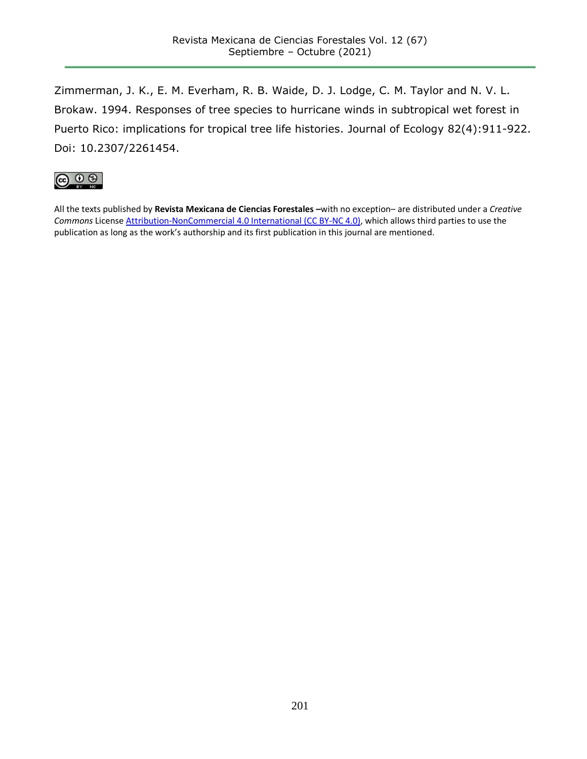Zimmerman, J. K., E. M. Everham, R. B. Waide, D. J. Lodge, C. M. Taylor and N. V. L. Brokaw. 1994. Responses of tree species to hurricane winds in subtropical wet forest in Puerto Rico: implications for tropical tree life histories. Journal of Ecology 82(4):911-922. Doi: 10.2307/2261454.

All the texts published by **Revista Mexicana de Ciencias Forestales –**with no exception– are distributed under a *Creative Commons* License Attribution-NonCommercial 4.0 International (CC BY-NC 4.0), which allows third parties to use the publication as long as the work's authorship and its first publication in this journal are mentioned.